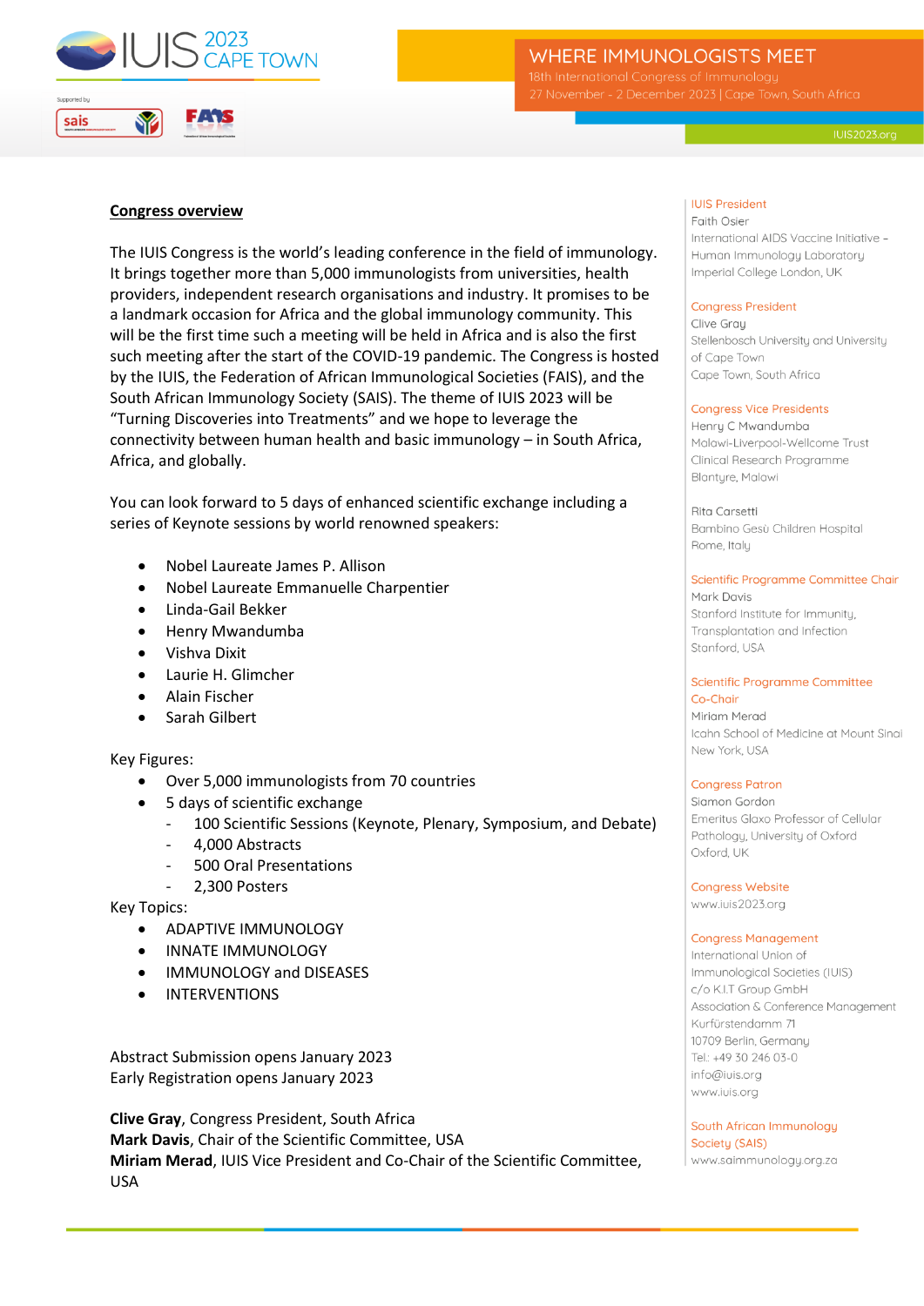IUIS 2023 CAPE TOWN

Supported by

sais FAIS

WHERE IMMUNOLOGISTS MEET

18th International Congress of Immunology

27 November - 2 December 2023 | Cape Town, South Africa

IUIS2023.org

## Congress overview

The IUIS Congress is the world's leading conference in the field of immunology. It brings together more than 5,000 immunologists from universities, health providers, independent research organisations and industry. It promises to be a landmark occasion for Africa and the global immunology community. This will be the first time such a meeting will be held in Africa and is also the first such meeting after the start of the COVID-19 pandemic. The Congress is hosted by the IUIS, the Federation of African Immunological Societies (FAIS), and the South African Immunology Society (SAIS). The theme of IUIS 2023 will be "Turning Discoveries into Treatments" and we hope to leverage the connectivity between human health and basic immunology – in South Africa, Africa, and globally.

You can look forward to 5 days of enhanced scientific exchange including a series of Keynote sessions by world renowned speakers:

- Nobel Laureate James P. Allison
- Nobel Laureate Emmanuelle Charpentier
- Linda-Gail Bekker
- Henry Mwandumba
- Vishva Dixit
- Laurie H. Glimcher
- Alain Fischer
- Sarah Gilbert

Key Figures:

- Over 5,000 immunologists from 70 countries
- 5 days of scientific exchange
  - 100 Scientific Sessions (Keynote, Plenary, Symposium, and Debate)
  - 4,000 Abstracts
  - 500 Oral Presentations
  - 2,300 Posters

Key Topics:

- ADAPTIVE IMMUNOLOGY
- INNATE IMMUNOLOGY
- IMMUNOLOGY and DISEASES
- INTERVENTIONS

Abstract Submission opens January 2023
Early Registration opens January 2023

**Clive Gray**, Congress President, South Africa
**Mark Davis**, Chair of the Scientific Committee, USA
**Miriam Merad**, IUIS Vice President and Co-Chair of the Scientific Committee, USA

---

**IUIS President**
Faith Osier
International AIDS Vaccine Initiative – Human Immunology Laboratory
Imperial College London, UK

**Congress President**
Clive Gray
Stellenbosch University and University of Cape Town
Cape Town, South Africa

**Congress Vice Presidents**
Henry C Mwandumba
Malawi-Liverpool-Wellcome Trust Clinical Research Programme
Blantyre, Malawi

Rita Carsetti
Bambino Gesù Children Hospital
Rome, Italy

**Scientific Programme Committee Chair**
Mark Davis
Stanford Institute for Immunity, Transplantation and Infection
Stanford, USA

**Scientific Programme Committee Co-Chair**
Miriam Merad
Icahn School of Medicine at Mount Sinai
New York, USA

**Congress Patron**
Siamon Gordon
Emeritus Glaxo Professor of Cellular Pathology, University of Oxford
Oxford, UK

**Congress Website**
www.iuis2023.org

**Congress Management**
International Union of Immunological Societies (IUIS)
c/o K.I.T Group GmbH
Association & Conference Management
Kurfürstendamm 71
10709 Berlin, Germany
Tel.: +49 30 246 03-0
info@iuis.org
www.iuis.org

**South African Immunology Society (SAIS)**
www.saimmunology.org.za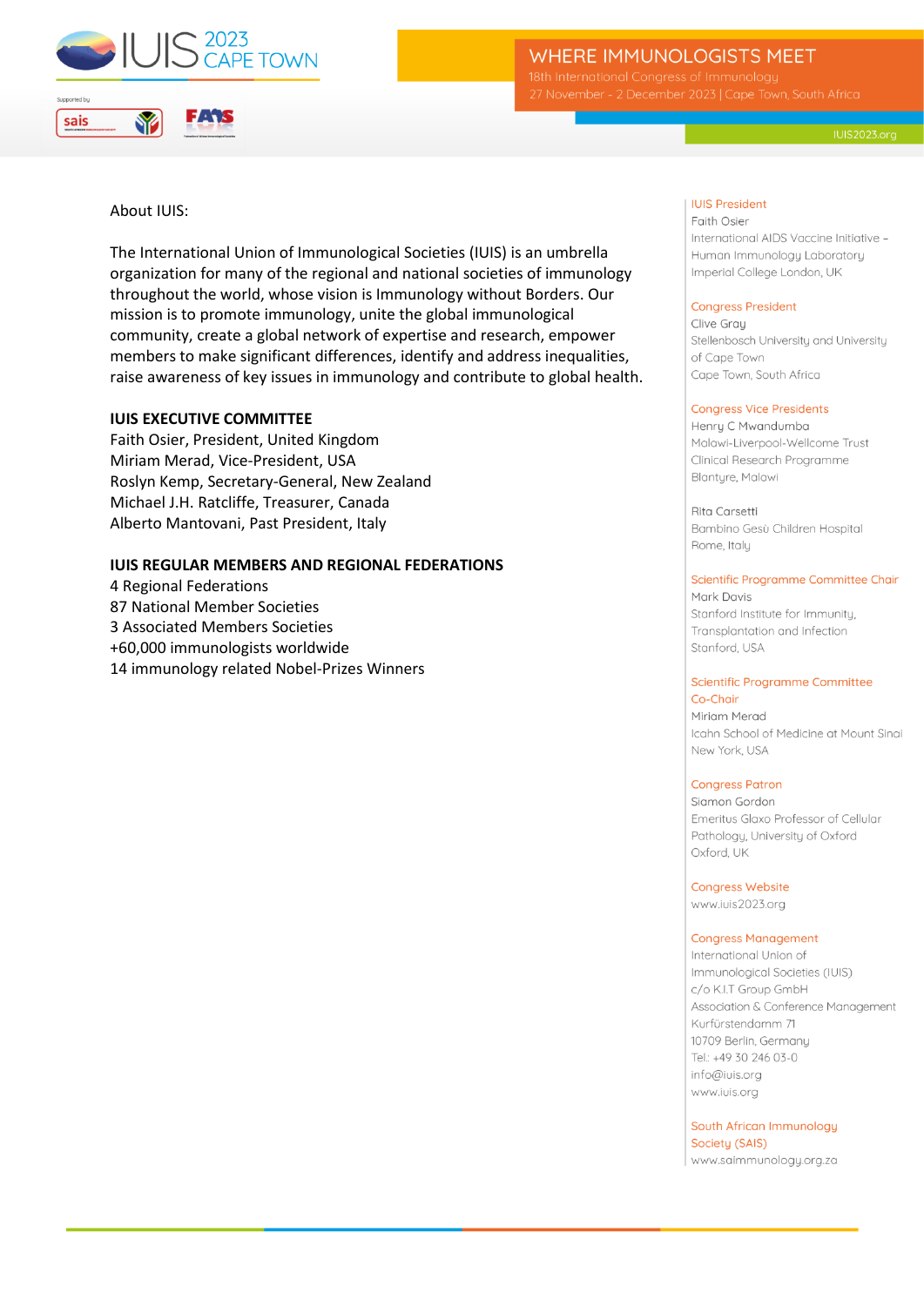About IUIS:

The International Union of Immunological Societies (IUIS) is an umbrella organization for many of the regional and national societies of immunology throughout the world, whose vision is Immunology without Borders. Our mission is to promote immunology, unite the global immunological community, create a global network of expertise and research, empower members to make significant differences, identify and address inequalities, raise awareness of key issues in immunology and contribute to global health.

**IUIS EXECUTIVE COMMITTEE**

Faith Osier, President, United Kingdom
Miriam Merad, Vice-President, USA
Roslyn Kemp, Secretary-General, New Zealand
Michael J.H. Ratcliffe, Treasurer, Canada
Alberto Mantovani, Past President, Italy

**IUIS REGULAR MEMBERS AND REGIONAL FEDERATIONS**

4 Regional Federations
87 National Member Societies
3 Associated Members Societies
+60,000 immunologists worldwide
14 immunology related Nobel-Prizes Winners

IUIS President
Faith Osier
International AIDS Vaccine Initiative – Human Immunology Laboratory
Imperial College London, UK

Congress President
Clive Gray
Stellenbosch University and University of Cape Town
Cape Town, South Africa

Congress Vice Presidents
Henry C Mwandumba
Malawi-Liverpool-Wellcome Trust Clinical Research Programme
Blantyre, Malawi

Rita Carsetti
Bambino Gesù Children Hospital
Rome, Italy

Scientific Programme Committee Chair
Mark Davis
Stanford Institute for Immunity, Transplantation and Infection
Stanford, USA

Scientific Programme Committee Co-Chair
Miriam Merad
Icahn School of Medicine at Mount Sinai
New York, USA

Congress Patron
Siamon Gordon
Emeritus Glaxo Professor of Cellular Pathology, University of Oxford
Oxford, UK

Congress Website
www.iuis2023.org

Congress Management
International Union of Immunological Societies (IUIS)
c/o K.I.T Group GmbH
Association & Conference Management
Kurfürstendamm 71
10709 Berlin, Germany
Tel.: +49 30 246 03-0
info@iuis.org
www.iuis.org

South African Immunology Society (SAIS)
www.saimmunology.org.za